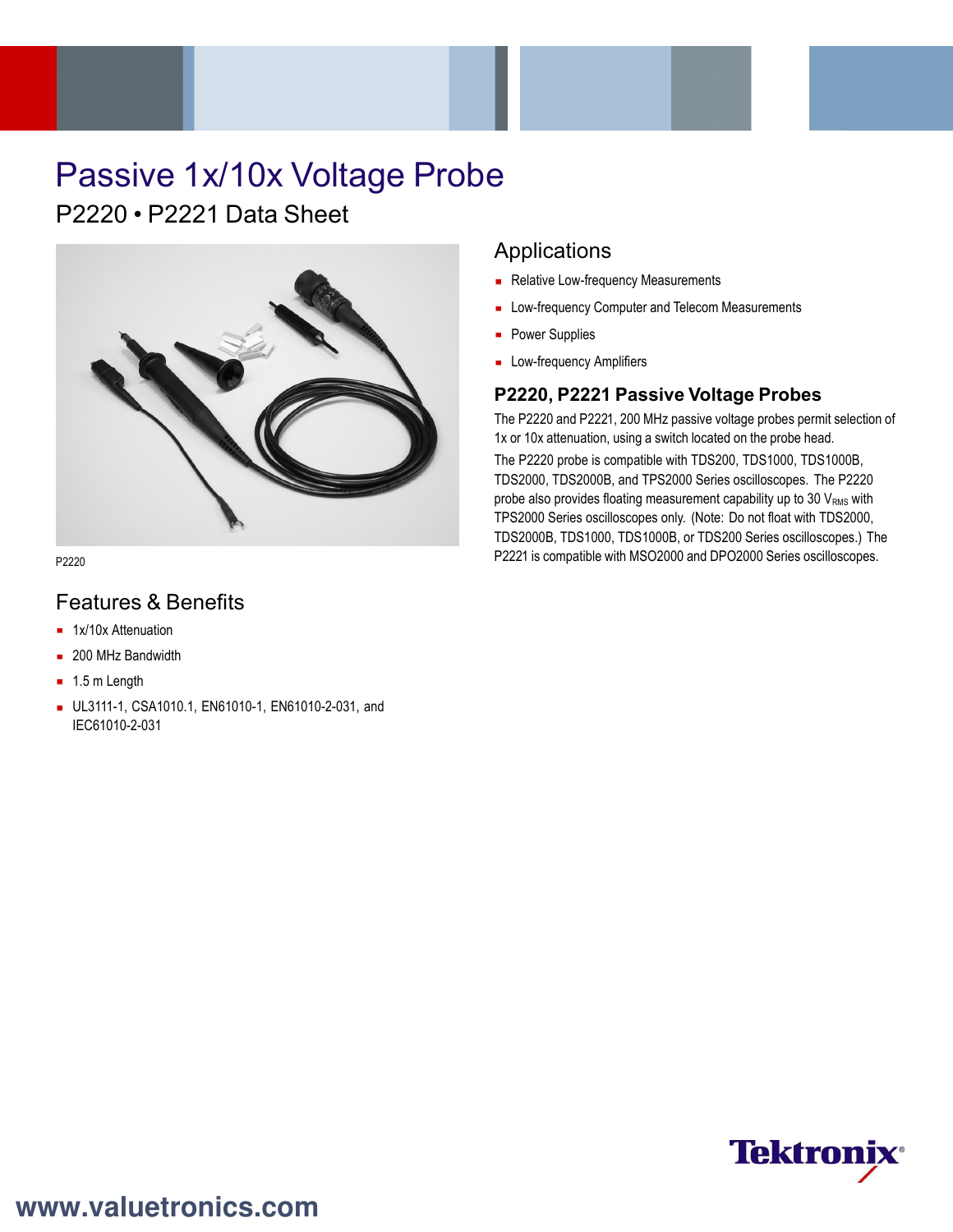# Passive 1x/10x Voltage Probe

## P2220 • P2221 Data Sheet

P2220

### Features & Benefits

- 1x/10x Attenuation
- 200 MHz Bandwidth
- 1.5 m Length
- UL3111-1, CSA1010.1, EN61010-1, EN61010-2-031, and IEC61010-2-031

### Applications

- Relative Low-frequency Measurements
- Low-frequency Computer and Telecom Measurements
- Power Supplies
- Low-frequency Amplifiers

### P2220, P2221 Passive Voltage Probes

The P2220 and P2221, 200 MHz passive voltage probes permit selection of 1x or 10x attenuation, using a switch located on the probe head.

The P2220 probe is compatible with TDS200, TDS1000, TDS1000B, TDS2000, TDS2000B, and TPS2000 Series oscilloscopes. The P2220 probe also provides floating measurement capability up to 30 $V_{RMS}$ with TPS2000 Series oscilloscopes only. (Note: Do not float with TDS2000, TDS2000B, TDS1000, TDS1000B, or TDS200 Series oscilloscopes.) The P2221 is compatible with MSO2000 and DPO2000 Series oscilloscopes.

www.valuetronics.com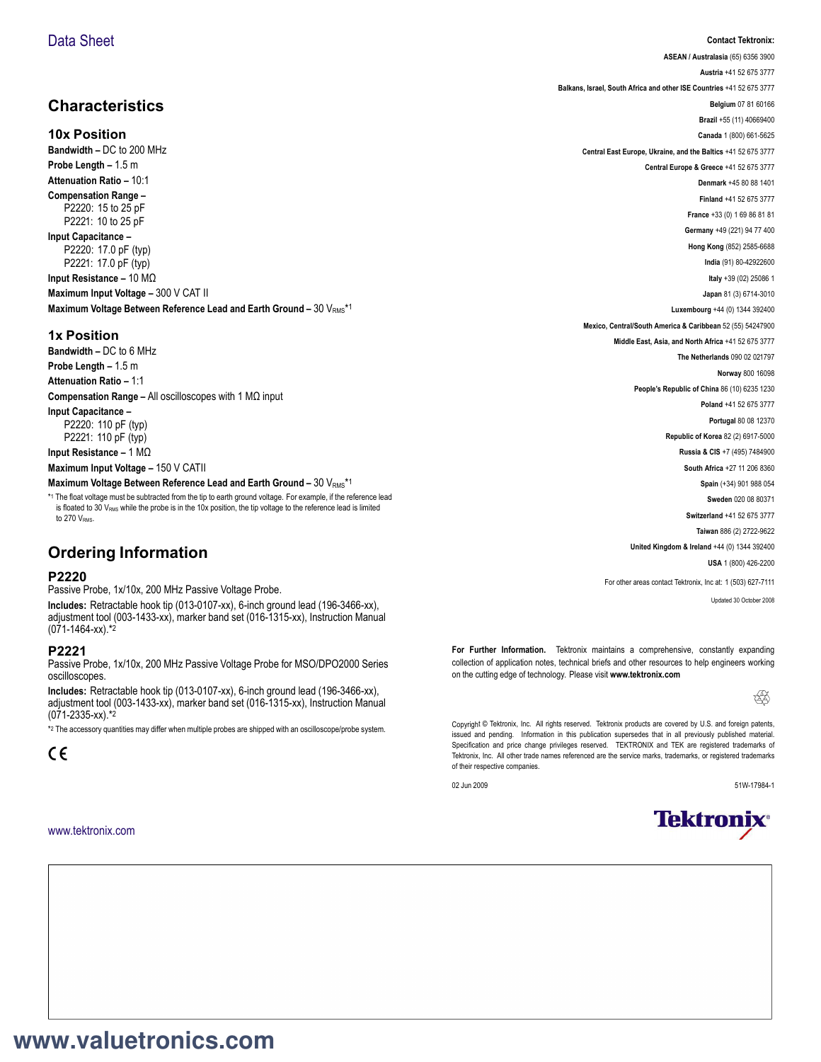## Characteristics

### 10x Position

**Bandwidth –** DC to 200 MHz

**Probe Length –** 1.5 m

**Attenuation Ratio –** 10:1

**Compensation Range –**
- P2220: 15 to 25 pF
- P2221: 10 to 25 pF

**Input Capacitance –**
- P2220: 17.0 pF (typ)
- P2221: 17.0 pF (typ)

**Input Resistance –** 10 MΩ

**Maximum Input Voltage –** 300 V CAT II

**Maximum Voltage Between Reference Lead and Earth Ground –** 30 $V_{RMS}$*1

### 1x Position

**Bandwidth –** DC to 6 MHz

**Probe Length –** 1.5 m

**Attenuation Ratio –** 1:1

**Compensation Range –** All oscilloscopes with 1 MΩ input

**Input Capacitance –**
- P2220: 110 pF (typ)
- P2221: 110 pF (typ)

**Input Resistance –** 1 MΩ

**Maximum Input Voltage –** 150 V CATII

**Maximum Voltage Between Reference Lead and Earth Ground –** 30 $V_{RMS}$*1

*1 The float voltage must be subtracted from the tip to earth ground voltage. For example, if the reference lead is floated to 30 $V_{RMS}$ while the probe is in the 10x position, the tip voltage to the reference lead is limited to 270 $V_{RMS}$.

## Ordering Information

### P2220

Passive Probe, 1x/10x, 200 MHz Passive Voltage Probe.

**Includes:** Retractable hook tip (013-0107-xx), 6-inch ground lead (196-3466-xx), adjustment tool (003-1433-xx), marker band set (016-1315-xx), Instruction Manual (071-1464-xx).*2

### P2221

Passive Probe, 1x/10x, 200 MHz Passive Voltage Probe for MSO/DPO2000 Series oscilloscopes.

**Includes:** Retractable hook tip (013-0107-xx), 6-inch ground lead (196-3466-xx), adjustment tool (003-1433-xx), marker band set (016-1315-xx), Instruction Manual (071-2335-xx).*2

*2 The accessory quantities may differ when multiple probes are shipped with an oscilloscope/probe system.

CE

www.tektronix.com

**Contact Tektronix:**

**ASEAN / Australasia** (65) 6356 3900
**Austria** +41 52 675 3777
**Balkans, Israel, South Africa and other ISE Countries** +41 52 675 3777
**Belgium** 07 81 60166
**Brazil** +55 (11) 40669400
**Canada** 1 (800) 661-5625
**Central East Europe, Ukraine, and the Baltics** +41 52 675 3777
**Central Europe & Greece** +41 52 675 3777
**Denmark** +45 80 88 1401
**Finland** +41 52 675 3777
**France** +33 (0) 1 69 86 81 81
**Germany** +49 (221) 94 77 400
**Hong Kong** (852) 2585-6688
**India** (91) 80-42922600
**Italy** +39 (02) 25086 1
**Japan** 81 (3) 6714-3010
**Luxembourg** +44 (0) 1344 392400
**Mexico, Central/South America & Caribbean** 52 (55) 54247900
**Middle East, Asia, and North Africa** +41 52 675 3777
**The Netherlands** 090 02 021797
**Norway** 800 16098
**People's Republic of China** 86 (10) 6235 1230
**Poland** +41 52 675 3777
**Portugal** 80 08 12370
**Republic of Korea** 82 (2) 6917-5000
**Russia & CIS** +7 (495) 7484900
**South Africa** +27 11 206 8360
**Spain** (+34) 901 988 054
**Sweden** 020 08 80371
**Switzerland** +41 52 675 3777
**Taiwan** 886 (2) 2722-9622
**United Kingdom & Ireland** +44 (0) 1344 392400
**USA** 1 (800) 426-2200

For other areas contact Tektronix, Inc at: 1 (503) 627-7111

Updated 30 October 2008

**For Further Information.** Tektronix maintains a comprehensive, constantly expanding collection of application notes, technical briefs and other resources to help engineers working on the cutting edge of technology. Please visit **www.tektronix.com**

Copyright © Tektronix, Inc. All rights reserved. Tektronix products are covered by U.S. and foreign patents, issued and pending. Information in this publication supersedes that in all previously published material. Specification and price change privileges reserved. TEKTRONIX and TEK are registered trademarks of Tektronix, Inc. All other trade names referenced are the service marks, trademarks, or registered trademarks of their respective companies.

02 Jun 2009

51W-17984-1

Tektronix

www.valuetronics.com